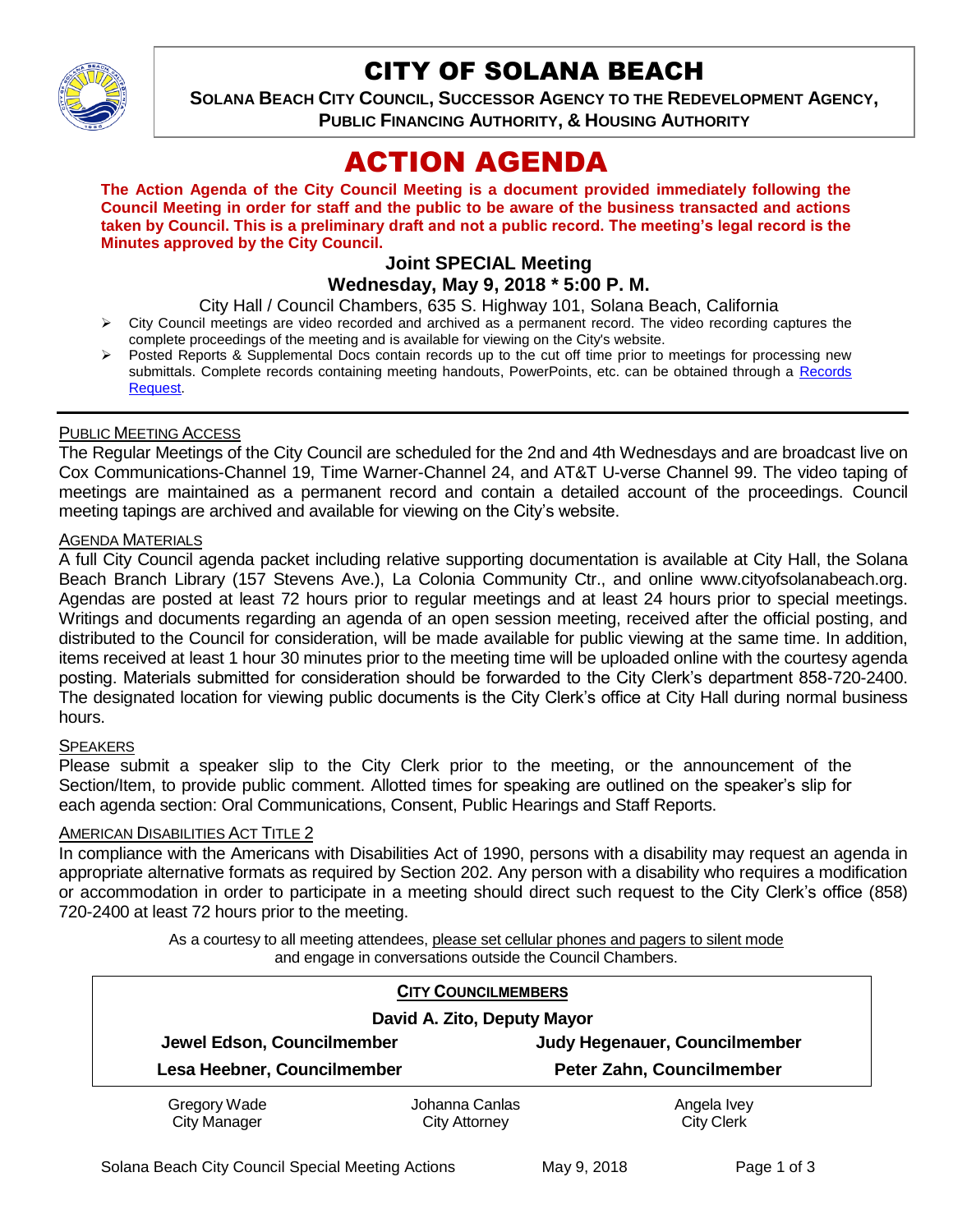# CITY OF SOLANA BEACH

**SOLANA BEACH CITY COUNCIL, SUCCESSOR AGENCY TO THE REDEVELOPMENT AGENCY, PUBLIC FINANCING AUTHORITY, & HOUSING AUTHORITY**

# ACTION AGENDA

**The Action Agenda of the City Council Meeting is a document provided immediately following the Council Meeting in order for staff and the public to be aware of the business transacted and actions taken by Council. This is a preliminary draft and not a public record. The meeting's legal record is the Minutes approved by the City Council.**

### Joint SPECIAL Meeting
### Wednesday, May 9, 2018 * 5:00 P. M.

City Hall / Council Chambers, 635 S. Highway 101, Solana Beach, California

- City Council meetings are video recorded and archived as a permanent record. The video recording captures the complete proceedings of the meeting and is available for viewing on the City's website.
- Posted Reports & Supplemental Docs contain records up to the cut off time prior to meetings for processing new submittals. Complete records containing meeting handouts, PowerPoints, etc. can be obtained through a Records Request.

---

PUBLIC MEETING ACCESS

The Regular Meetings of the City Council are scheduled for the 2nd and 4th Wednesdays and are broadcast live on Cox Communications-Channel 19, Time Warner-Channel 24, and AT&T U-verse Channel 99. The video taping of meetings are maintained as a permanent record and contain a detailed account of the proceedings. Council meeting tapings are archived and available for viewing on the City's website.

AGENDA MATERIALS

A full City Council agenda packet including relative supporting documentation is available at City Hall, the Solana Beach Branch Library (157 Stevens Ave.), La Colonia Community Ctr., and online www.cityofsolanabeach.org. Agendas are posted at least 72 hours prior to regular meetings and at least 24 hours prior to special meetings. Writings and documents regarding an agenda of an open session meeting, received after the official posting, and distributed to the Council for consideration, will be made available for public viewing at the same time. In addition, items received at least 1 hour 30 minutes prior to the meeting time will be uploaded online with the courtesy agenda posting. Materials submitted for consideration should be forwarded to the City Clerk's department 858-720-2400. The designated location for viewing public documents is the City Clerk's office at City Hall during normal business hours.

SPEAKERS

Please submit a speaker slip to the City Clerk prior to the meeting, or the announcement of the Section/Item, to provide public comment. Allotted times for speaking are outlined on the speaker's slip for each agenda section: Oral Communications, Consent, Public Hearings and Staff Reports.

AMERICAN DISABILITIES ACT TITLE 2

In compliance with the Americans with Disabilities Act of 1990, persons with a disability may request an agenda in appropriate alternative formats as required by Section 202. Any person with a disability who requires a modification or accommodation in order to participate in a meeting should direct such request to the City Clerk's office (858) 720-2400 at least 72 hours prior to the meeting.

As a courtesy to all meeting attendees, please set cellular phones and pagers to silent mode and engage in conversations outside the Council Chambers.

**CITY COUNCILMEMBERS**

**David A. Zito, Deputy Mayor**

| | |
|---|---|
| **Jewel Edson, Councilmember** | **Judy Hegenauer, Councilmember** |
| **Lesa Heebner, Councilmember** | **Peter Zahn, Councilmember** |

| | | |
|---|---|---|
| Gregory Wade<br>City Manager | Johanna Canlas<br>City Attorney | Angela Ivey<br>City Clerk |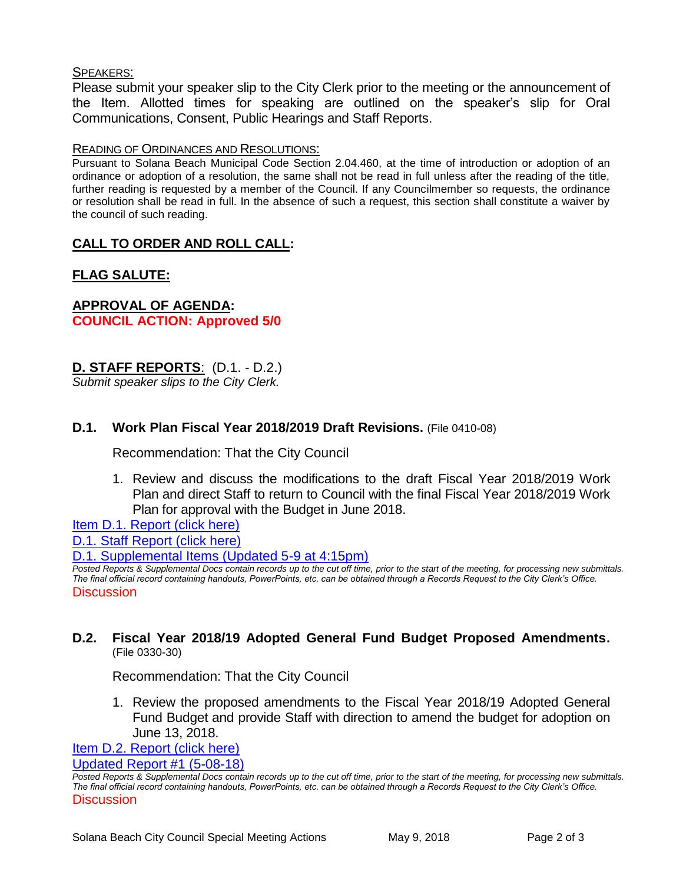SPEAKERS:

Please submit your speaker slip to the City Clerk prior to the meeting or the announcement of the Item. Allotted times for speaking are outlined on the speaker's slip for Oral Communications, Consent, Public Hearings and Staff Reports.

READING OF ORDINANCES AND RESOLUTIONS:

Pursuant to Solana Beach Municipal Code Section 2.04.460, at the time of introduction or adoption of an ordinance or adoption of a resolution, the same shall not be read in full unless after the reading of the title, further reading is requested by a member of the Council. If any Councilmember so requests, the ordinance or resolution shall be read in full. In the absence of such a request, this section shall constitute a waiver by the council of such reading.

## CALL TO ORDER AND ROLL CALL:

## FLAG SALUTE:

## APPROVAL OF AGENDA:

**COUNCIL ACTION: Approved 5/0**

## D. STAFF REPORTS: (D.1. - D.2.)

*Submit speaker slips to the City Clerk.*

### D.1. Work Plan Fiscal Year 2018/2019 Draft Revisions. (File 0410-08)

Recommendation: That the City Council

1. Review and discuss the modifications to the draft Fiscal Year 2018/2019 Work Plan and direct Staff to return to Council with the final Fiscal Year 2018/2019 Work Plan for approval with the Budget in June 2018.

Item D.1. Report (click here)

D.1. Staff Report (click here)

D.1. Supplemental Items (Updated 5-9 at 4:15pm)

*Posted Reports & Supplemental Docs contain records up to the cut off time, prior to the start of the meeting, for processing new submittals. The final official record containing handouts, PowerPoints, etc. can be obtained through a Records Request to the City Clerk's Office.*

Discussion

### D.2. Fiscal Year 2018/19 Adopted General Fund Budget Proposed Amendments. (File 0330-30)

Recommendation: That the City Council

1. Review the proposed amendments to the Fiscal Year 2018/19 Adopted General Fund Budget and provide Staff with direction to amend the budget for adoption on June 13, 2018.

Item D.2. Report (click here)

Updated Report #1 (5-08-18)

*Posted Reports & Supplemental Docs contain records up to the cut off time, prior to the start of the meeting, for processing new submittals. The final official record containing handouts, PowerPoints, etc. can be obtained through a Records Request to the City Clerk's Office.*

Discussion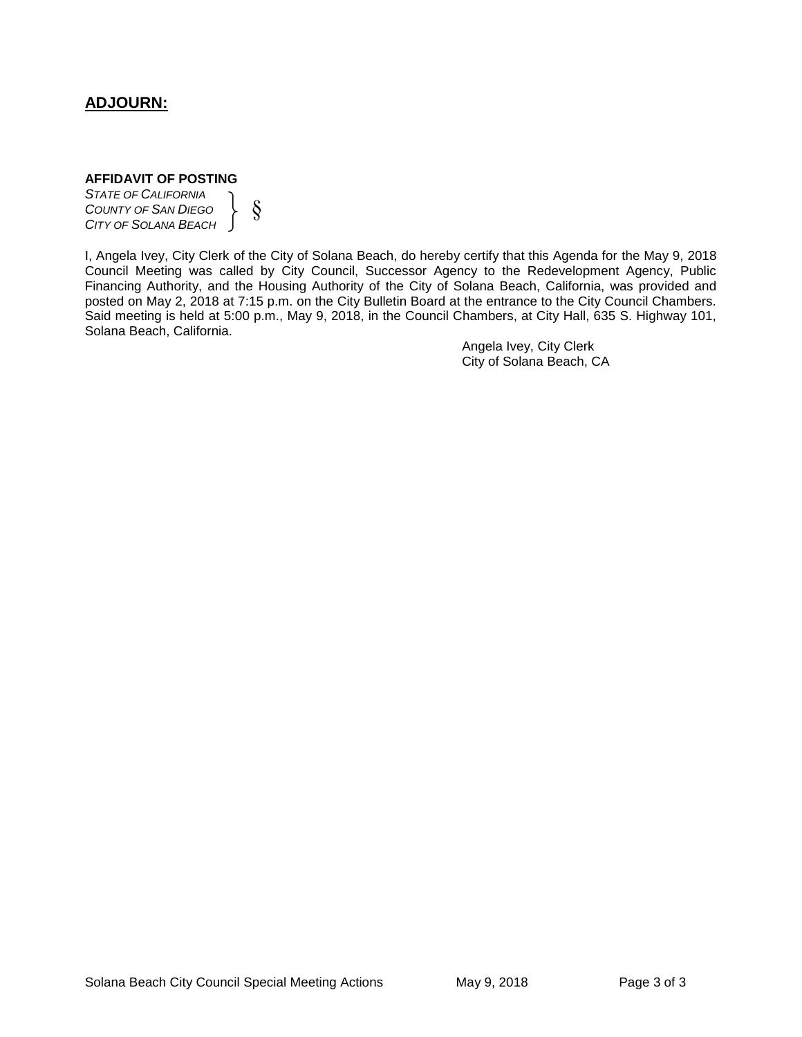## **ADJOURN:**

**AFFIDAVIT OF POSTING**

*STATE OF CALIFORNIA*
*COUNTY OF SAN DIEGO* } §
*CITY OF SOLANA BEACH*

I, Angela Ivey, City Clerk of the City of Solana Beach, do hereby certify that this Agenda for the May 9, 2018 Council Meeting was called by City Council, Successor Agency to the Redevelopment Agency, Public Financing Authority, and the Housing Authority of the City of Solana Beach, California, was provided and posted on May 2, 2018 at 7:15 p.m. on the City Bulletin Board at the entrance to the City Council Chambers. Said meeting is held at 5:00 p.m., May 9, 2018, in the Council Chambers, at City Hall, 635 S. Highway 101, Solana Beach, California.

Angela Ivey, City Clerk
City of Solana Beach, CA